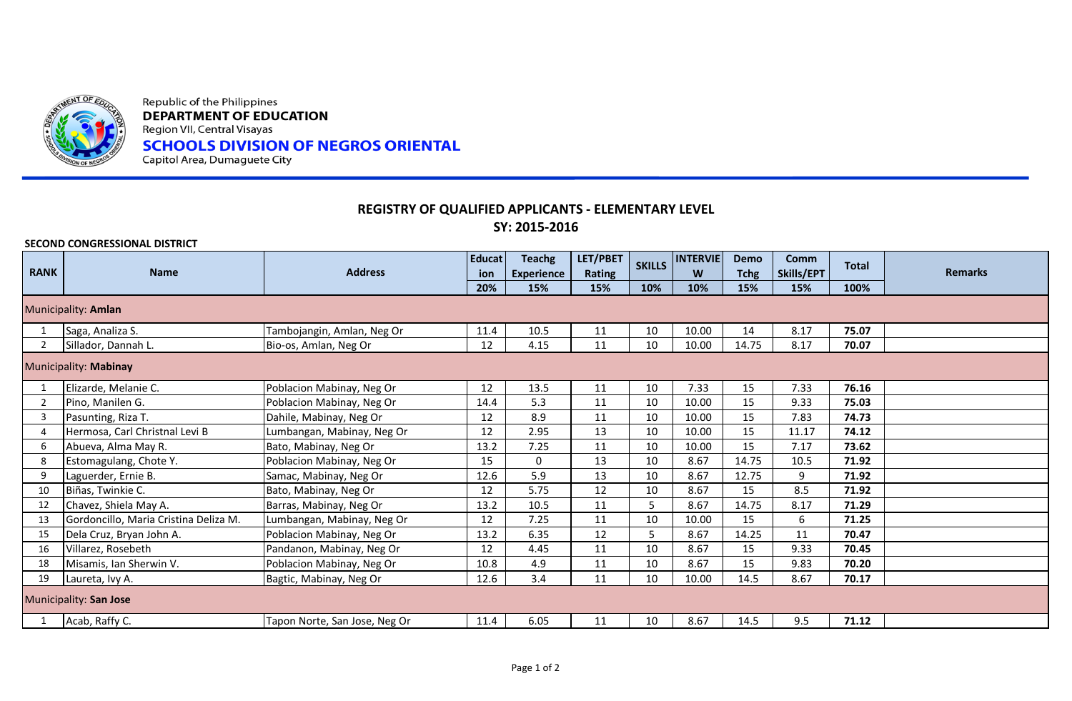Republic of the Philippines
**DEPARTMENT OF EDUCATION**
Region VII, Central Visayas
**SCHOOLS DIVISION OF NEGROS ORIENTAL**
Capitol Area, Dumaguete City

## REGISTRY OF QUALIFIED APPLICANTS - ELEMENTARY LEVEL

## SY: 2015-2016

**SECOND CONGRESSIONAL DISTRICT**

| RANK | Name | Address | Education | Teachg Experience | LET/PBET Rating | SKILLS | INTERVIEW | Demo Tchg | Comm Skills/EPT | Total | Remarks |
|---|---|---|---|---|---|---|---|---|---|---|---|
| | | | 20% | 15% | 15% | 10% | 10% | 15% | 15% | 100% | |
| Municipality: **Amlan** | | | | | | | | | | | |
| 1 | Saga, Analiza S. | Tambojangin, Amlan, Neg Or | 11.4 | 10.5 | 11 | 10 | 10.00 | 14 | 8.17 | **75.07** | |
| 2 | Sillador, Dannah L. | Bio-os, Amlan, Neg Or | 12 | 4.15 | 11 | 10 | 10.00 | 14.75 | 8.17 | **70.07** | |
| Municipality: **Mabinay** | | | | | | | | | | | |
| 1 | Elizarde, Melanie C. | Poblacion Mabinay, Neg Or | 12 | 13.5 | 11 | 10 | 7.33 | 15 | 7.33 | **76.16** | |
| 2 | Pino, Manilen G. | Poblacion Mabinay, Neg Or | 14.4 | 5.3 | 11 | 10 | 10.00 | 15 | 9.33 | **75.03** | |
| 3 | Pasunting, Riza T. | Dahile, Mabinay, Neg Or | 12 | 8.9 | 11 | 10 | 10.00 | 15 | 7.83 | **74.73** | |
| 4 | Hermosa, Carl Christnal Levi B | Lumbangan, Mabinay, Neg Or | 12 | 2.95 | 13 | 10 | 10.00 | 15 | 11.17 | **74.12** | |
| 6 | Abueva, Alma May R. | Bato, Mabinay, Neg Or | 13.2 | 7.25 | 11 | 10 | 10.00 | 15 | 7.17 | **73.62** | |
| 8 | Estomagulang, Chote Y. | Poblacion Mabinay, Neg Or | 15 | 0 | 13 | 10 | 8.67 | 14.75 | 10.5 | **71.92** | |
| 9 | Laguerder, Ernie B. | Samac, Mabinay, Neg Or | 12.6 | 5.9 | 13 | 10 | 8.67 | 12.75 | 9 | **71.92** | |
| 10 | Biñas, Twinkie C. | Bato, Mabinay, Neg Or | 12 | 5.75 | 12 | 10 | 8.67 | 15 | 8.5 | **71.92** | |
| 12 | Chavez, Shiela May A. | Barras, Mabinay, Neg Or | 13.2 | 10.5 | 11 | 5 | 8.67 | 14.75 | 8.17 | **71.29** | |
| 13 | Gordoncillo, Maria Cristina Deliza M. | Lumbangan, Mabinay, Neg Or | 12 | 7.25 | 11 | 10 | 10.00 | 15 | 6 | **71.25** | |
| 15 | Dela Cruz, Bryan John A. | Poblacion Mabinay, Neg Or | 13.2 | 6.35 | 12 | 5 | 8.67 | 14.25 | 11 | **70.47** | |
| 16 | Villarez, Rosebeth | Pandanon, Mabinay, Neg Or | 12 | 4.45 | 11 | 10 | 8.67 | 15 | 9.33 | **70.45** | |
| 18 | Misamis, Ian Sherwin V. | Poblacion Mabinay, Neg Or | 10.8 | 4.9 | 11 | 10 | 8.67 | 15 | 9.83 | **70.20** | |
| 19 | Laureta, Ivy A. | Bagtic, Mabinay, Neg Or | 12.6 | 3.4 | 11 | 10 | 10.00 | 14.5 | 8.67 | **70.17** | |
| Municipality: **San Jose** | | | | | | | | | | | |
| 1 | Acab, Raffy C. | Tapon Norte, San Jose, Neg Or | 11.4 | 6.05 | 11 | 10 | 8.67 | 14.5 | 9.5 | **71.12** | |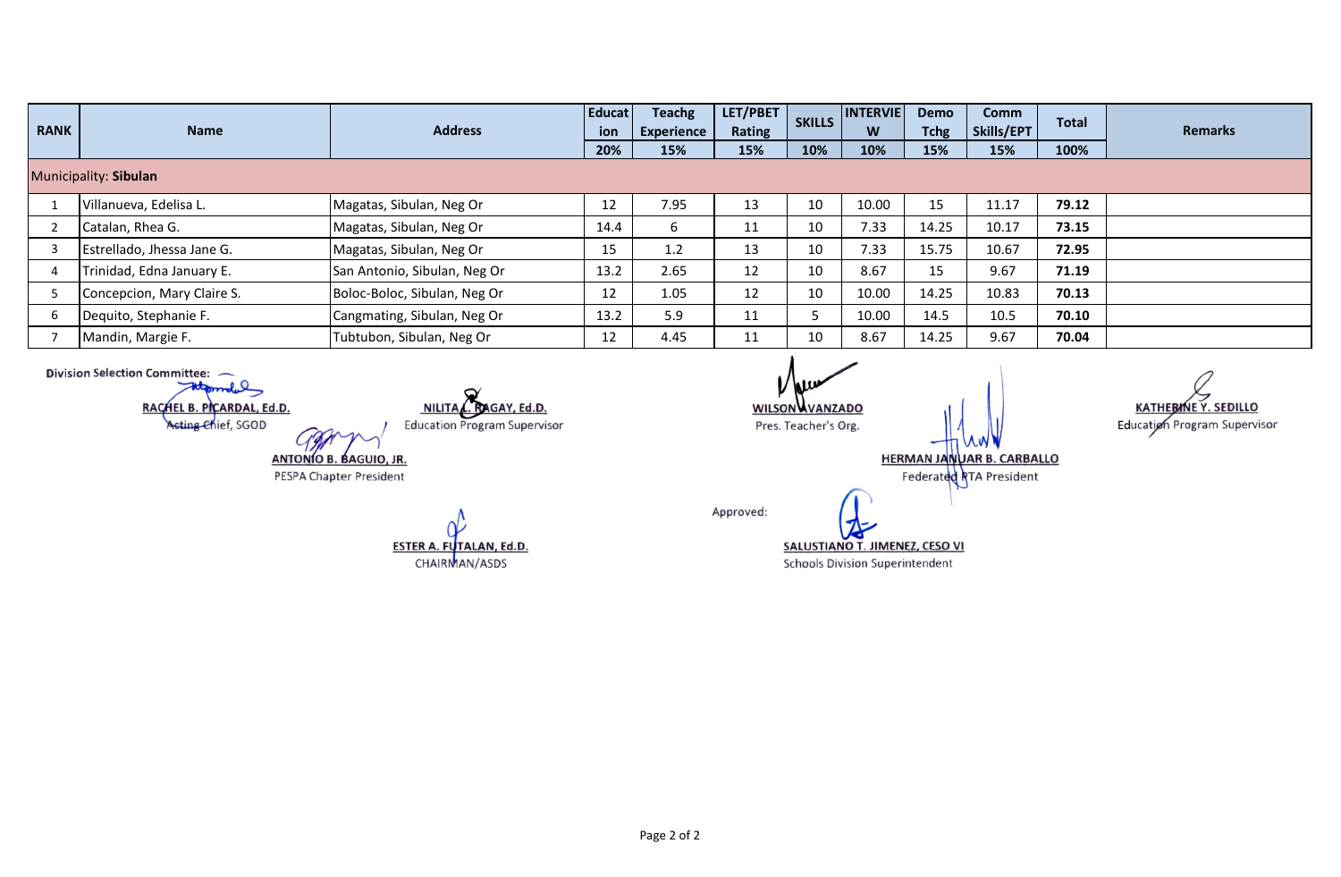| RANK | Name | Address | Education | Teachg Experience | LET/PBET Rating | SKILLS | INTERVIEW | Demo Tchg | Comm Skills/EPT | Total | Remarks |
|---|---|---|---|---|---|---|---|---|---|---|---|
| | | | 20% | 15% | 15% | 10% | 10% | 15% | 15% | 100% | |
| Municipality: **Sibulan** | | | | | | | | | | | |
| 1 | Villanueva, Edelisa L. | Magatas, Sibulan, Neg Or | 12 | 7.95 | 13 | 10 | 10.00 | 15 | 11.17 | **79.12** | |
| 2 | Catalan, Rhea G. | Magatas, Sibulan, Neg Or | 14.4 | 6 | 11 | 10 | 7.33 | 14.25 | 10.17 | **73.15** | |
| 3 | Estrellado, Jhessa Jane G. | Magatas, Sibulan, Neg Or | 15 | 1.2 | 13 | 10 | 7.33 | 15.75 | 10.67 | **72.95** | |
| 4 | Trinidad, Edna January E. | San Antonio, Sibulan, Neg Or | 13.2 | 2.65 | 12 | 10 | 8.67 | 15 | 9.67 | **71.19** | |
| 5 | Concepcion, Mary Claire S. | Boloc-Boloc, Sibulan, Neg Or | 12 | 1.05 | 12 | 10 | 10.00 | 14.25 | 10.83 | **70.13** | |
| 6 | Dequito, Stephanie F. | Cangmating, Sibulan, Neg Or | 13.2 | 5.9 | 11 | 5 | 10.00 | 14.5 | 10.5 | **70.10** | |
| 7 | Mandin, Margie F. | Tubtubon, Sibulan, Neg Or | 12 | 4.45 | 11 | 10 | 8.67 | 14.25 | 9.67 | **70.04** | |

**Division Selection Committee:**

**RACHEL B. PICARDAL, Ed.D.**
Acting Chief, SGOD

**NILITA L. RAGAY, Ed.D.**
Education Program Supervisor

**ANTONIO B. BAGUIO, JR.**
PESPA Chapter President

**WILSON A. VANZADO**
Pres. Teacher's Org.

**HERMAN JANUAR B. CARBALLO**
Federated PTA President

**KATHERINE Y. SEDILLO**
Education Program Supervisor

**ESTER A. FUTALAN, Ed.D.**
CHAIRMAN/ASDS

Approved:

**SALUSTIANO T. JIMENEZ, CESO VI**
Schools Division Superintendent